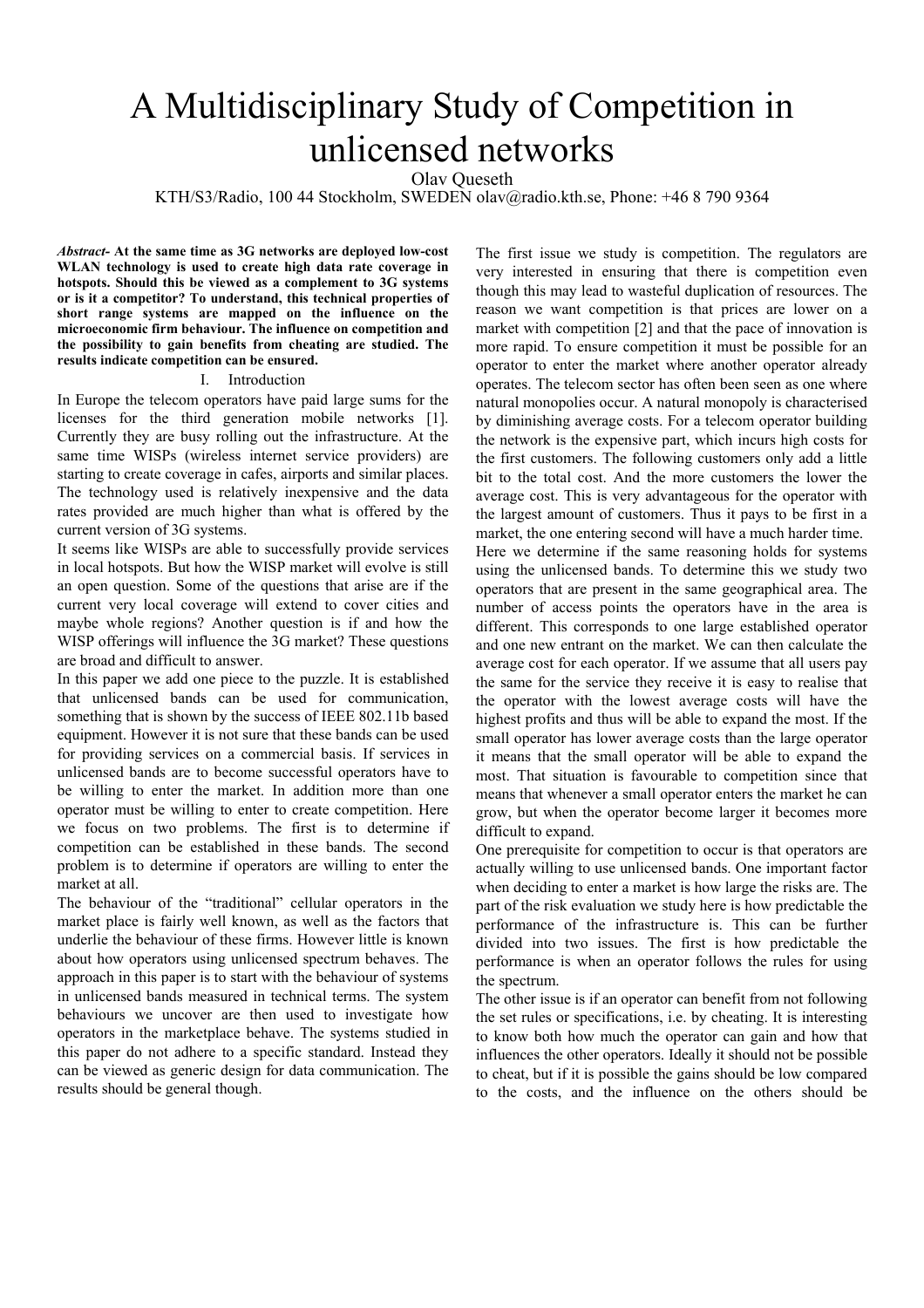# A Multidisciplinary Study of Competition in unlicensed networks

Olav Queseth

KTH/S3/Radio, 100 44 Stockholm, SWEDEN olav@radio.kth.se, Phone: +46 8 790 9364

***Abstract-*** **At the same time as 3G networks are deployed low-cost WLAN technology is used to create high data rate coverage in hotspots. Should this be viewed as a complement to 3G systems or is it a competitor? To understand, this technical properties of short range systems are mapped on the influence on the microeconomic firm behaviour. The influence on competition and the possibility to gain benefits from cheating are studied. The results indicate competition can be ensured.**

## I. Introduction

In Europe the telecom operators have paid large sums for the licenses for the third generation mobile networks [1]. Currently they are busy rolling out the infrastructure. At the same time WISPs (wireless internet service providers) are starting to create coverage in cafes, airports and similar places. The technology used is relatively inexpensive and the data rates provided are much higher than what is offered by the current version of 3G systems.

It seems like WISPs are able to successfully provide services in local hotspots. But how the WISP market will evolve is still an open question. Some of the questions that arise are if the current very local coverage will extend to cover cities and maybe whole regions? Another question is if and how the WISP offerings will influence the 3G market? These questions are broad and difficult to answer.

In this paper we add one piece to the puzzle. It is established that unlicensed bands can be used for communication, something that is shown by the success of IEEE 802.11b based equipment. However it is not sure that these bands can be used for providing services on a commercial basis. If services in unlicensed bands are to become successful operators have to be willing to enter the market. In addition more than one operator must be willing to enter to create competition. Here we focus on two problems. The first is to determine if competition can be established in these bands. The second problem is to determine if operators are willing to enter the market at all.

The behaviour of the "traditional" cellular operators in the market place is fairly well known, as well as the factors that underlie the behaviour of these firms. However little is known about how operators using unlicensed spectrum behaves. The approach in this paper is to start with the behaviour of systems in unlicensed bands measured in technical terms. The system behaviours we uncover are then used to investigate how operators in the marketplace behave. The systems studied in this paper do not adhere to a specific standard. Instead they can be viewed as generic design for data communication. The results should be general though.

The first issue we study is competition. The regulators are very interested in ensuring that there is competition even though this may lead to wasteful duplication of resources. The reason we want competition is that prices are lower on a market with competition [2] and that the pace of innovation is more rapid. To ensure competition it must be possible for an operator to enter the market where another operator already operates. The telecom sector has often been seen as one where natural monopolies occur. A natural monopoly is characterised by diminishing average costs. For a telecom operator building the network is the expensive part, which incurs high costs for the first customers. The following customers only add a little bit to the total cost. And the more customers the lower the average cost. This is very advantageous for the operator with the largest amount of customers. Thus it pays to be first in a market, the one entering second will have a much harder time.

Here we determine if the same reasoning holds for systems using the unlicensed bands. To determine this we study two operators that are present in the same geographical area. The number of access points the operators have in the area is different. This corresponds to one large established operator and one new entrant on the market. We can then calculate the average cost for each operator. If we assume that all users pay the same for the service they receive it is easy to realise that the operator with the lowest average costs will have the highest profits and thus will be able to expand the most. If the small operator has lower average costs than the large operator it means that the small operator will be able to expand the most. That situation is favourable to competition since that means that whenever a small operator enters the market he can grow, but when the operator become larger it becomes more difficult to expand.

One prerequisite for competition to occur is that operators are actually willing to use unlicensed bands. One important factor when deciding to enter a market is how large the risks are. The part of the risk evaluation we study here is how predictable the performance of the infrastructure is. This can be further divided into two issues. The first is how predictable the performance is when an operator follows the rules for using the spectrum.

The other issue is if an operator can benefit from not following the set rules or specifications, i.e. by cheating. It is interesting to know both how much the operator can gain and how that influences the other operators. Ideally it should not be possible to cheat, but if it is possible the gains should be low compared to the costs, and the influence on the others should be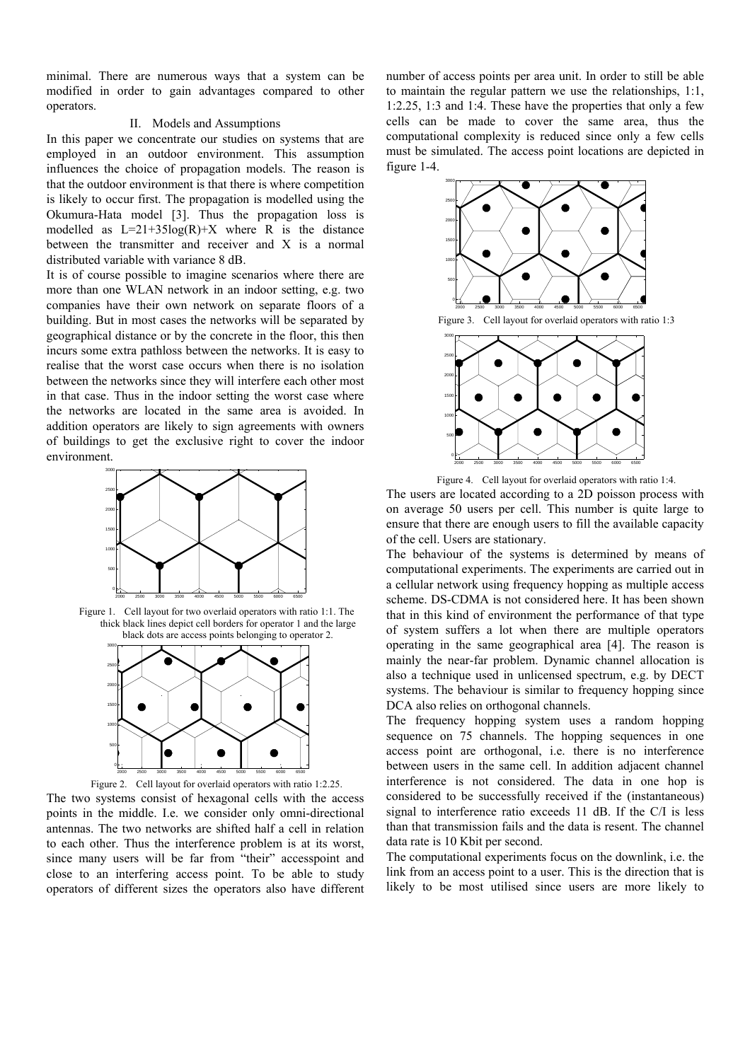minimal. There are numerous ways that a system can be modified in order to gain advantages compared to other operators.

## II. Models and Assumptions

In this paper we concentrate our studies on systems that are employed in an outdoor environment. This assumption influences the choice of propagation models. The reason is that the outdoor environment is that there is where competition is likely to occur first. The propagation is modelled using the Okumura-Hata model [3]. Thus the propagation loss is modelled as $L=21+35\log(R)+X$ where R is the distance between the transmitter and receiver and X is a normal distributed variable with variance 8 dB.

It is of course possible to imagine scenarios where there are more than one WLAN network in an indoor setting, e.g. two companies have their own network on separate floors of a building. But in most cases the networks will be separated by geographical distance or by the concrete in the floor, this then incurs some extra pathloss between the networks. It is easy to realise that the worst case occurs when there is no isolation between the networks since they will interfere each other most in that case. Thus in the indoor setting the worst case where the networks are located in the same area is avoided. In addition operators are likely to sign agreements with owners of buildings to get the exclusive right to cover the indoor environment.

Figure 1. Cell layout for two overlaid operators with ratio 1:1. The thick black lines depict cell borders for operator 1 and the large black dots are access points belonging to operator 2.

Figure 2. Cell layout for overlaid operators with ratio 1:2.25.

The two systems consist of hexagonal cells with the access points in the middle. I.e. we consider only omni-directional antennas. The two networks are shifted half a cell in relation to each other. Thus the interference problem is at its worst, since many users will be far from "their" accesspoint and close to an interfering access point. To be able to study operators of different sizes the operators also have different number of access points per area unit. In order to still be able to maintain the regular pattern we use the relationships, 1:1, 1:2.25, 1:3 and 1:4. These have the properties that only a few cells can be made to cover the same area, thus the computational complexity is reduced since only a few cells must be simulated. The access point locations are depicted in figure 1-4.

Figure 3. Cell layout for overlaid operators with ratio 1:3

Figure 4. Cell layout for overlaid operators with ratio 1:4.

The users are located according to a 2D poisson process with on average 50 users per cell. This number is quite large to ensure that there are enough users to fill the available capacity of the cell. Users are stationary.

The behaviour of the systems is determined by means of computational experiments. The experiments are carried out in a cellular network using frequency hopping as multiple access scheme. DS-CDMA is not considered here. It has been shown that in this kind of environment the performance of that type of system suffers a lot when there are multiple operators operating in the same geographical area [4]. The reason is mainly the near-far problem. Dynamic channel allocation is also a technique used in unlicensed spectrum, e.g. by DECT systems. The behaviour is similar to frequency hopping since DCA also relies on orthogonal channels.

The frequency hopping system uses a random hopping sequence on 75 channels. The hopping sequences in one access point are orthogonal, i.e. there is no interference between users in the same cell. In addition adjacent channel interference is not considered. The data in one hop is considered to be successfully received if the (instantaneous) signal to interference ratio exceeds 11 dB. If the C/I is less than that transmission fails and the data is resent. The channel data rate is 10 Kbit per second.

The computational experiments focus on the downlink, i.e. the link from an access point to a user. This is the direction that is likely to be most utilised since users are more likely to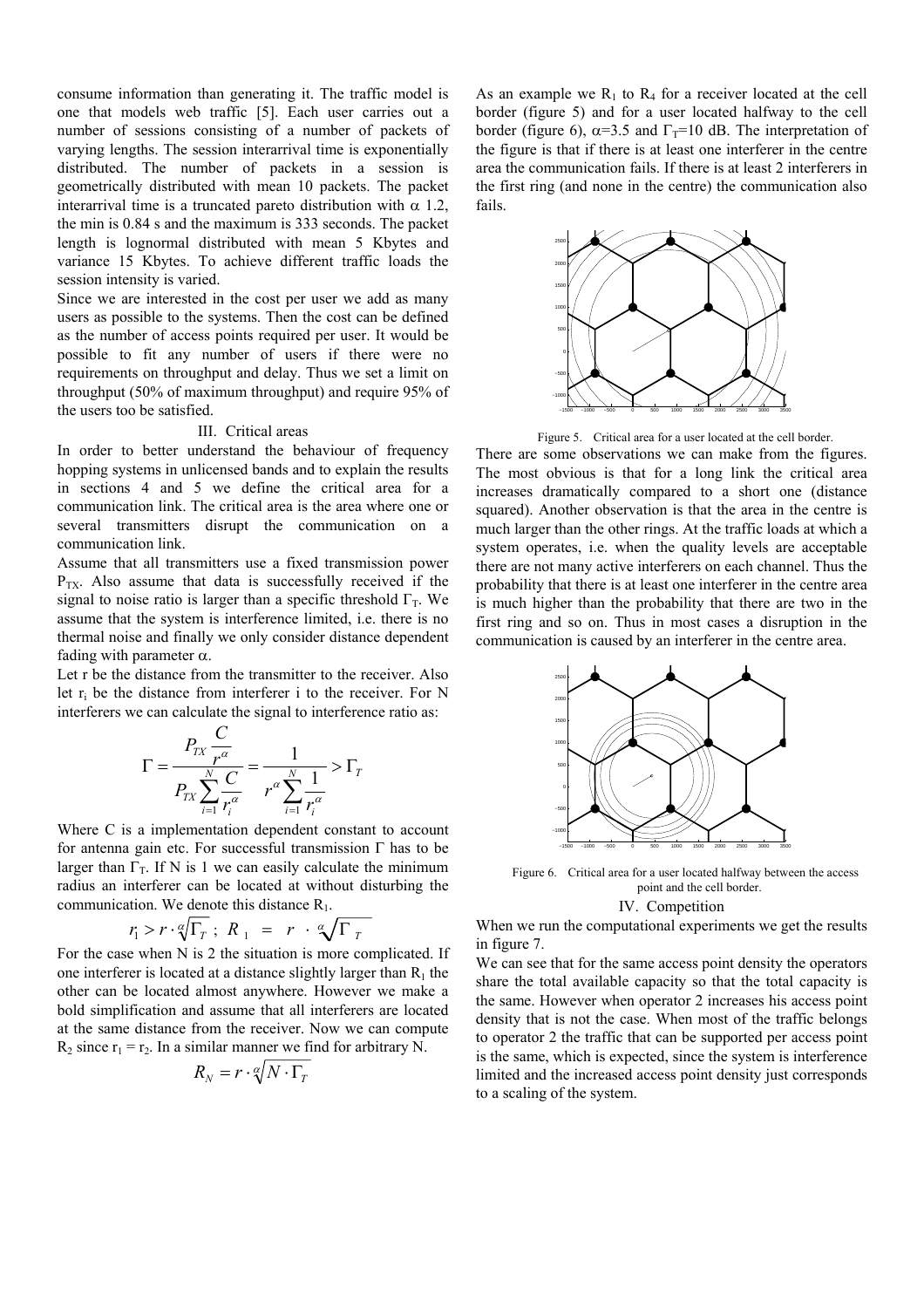consume information than generating it. The traffic model is one that models web traffic [5]. Each user carries out a number of sessions consisting of a number of packets of varying lengths. The session interarrival time is exponentially distributed. The number of packets in a session is geometrically distributed with mean 10 packets. The packet interarrival time is a truncated pareto distribution with $\alpha$ 1.2, the min is 0.84 s and the maximum is 333 seconds. The packet length is lognormal distributed with mean 5 Kbytes and variance 15 Kbytes. To achieve different traffic loads the session intensity is varied.

Since we are interested in the cost per user we add as many users as possible to the systems. Then the cost can be defined as the number of access points required per user. It would be possible to fit any number of users if there were no requirements on throughput and delay. Thus we set a limit on throughput (50% of maximum throughput) and require 95% of the users too be satisfied.

## III. Critical areas

In order to better understand the behaviour of frequency hopping systems in unlicensed bands and to explain the results in sections 4 and 5 we define the critical area for a communication link. The critical area is the area where one or several transmitters disrupt the communication on a communication link.

Assume that all transmitters use a fixed transmission power $P_{TX}$. Also assume that data is successfully received if the signal to noise ratio is larger than a specific threshold $\Gamma_T$. We assume that the system is interference limited, i.e. there is no thermal noise and finally we only consider distance dependent fading with parameter $\alpha$.

Let r be the distance from the transmitter to the receiver. Also let $r_i$ be the distance from interferer i to the receiver. For N interferers we can calculate the signal to interference ratio as:

$$\Gamma = \frac{P_{TX}\dfrac{C}{r^{\alpha}}}{P_{TX}\displaystyle\sum_{i=1}^{N}\frac{C}{r_i^{\alpha}}} = \frac{1}{r^{\alpha}\displaystyle\sum_{i=1}^{N}\frac{1}{r_i^{\alpha}}} > \Gamma_T$$

Where C is a implementation dependent constant to account for antenna gain etc. For successful transmission $\Gamma$ has to be larger than $\Gamma_T$. If N is 1 we can easily calculate the minimum radius an interferer can be located at without disturbing the communication. We denote this distance $R_1$.

$$r_1 > r \cdot \sqrt[\alpha]{\Gamma_T} \; ; \; R_1 = r \cdot \sqrt[\alpha]{\Gamma_T}$$

For the case when N is 2 the situation is more complicated. If one interferer is located at a distance slightly larger than $R_1$ the other can be located almost anywhere. However we make a bold simplification and assume that all interferers are located at the same distance from the receiver. Now we can compute $R_2$ since $r_1 = r_2$. In a similar manner we find for arbitrary N.

$$R_N = r \cdot \sqrt[\alpha]{N \cdot \Gamma_T}$$

As an example we $R_1$ to $R_4$ for a receiver located at the cell border (figure 5) and for a user located halfway to the cell border (figure 6), $\alpha$=3.5 and $\Gamma_T$=10 dB. The interpretation of the figure is that if there is at least one interferer in the centre area the communication fails. If there is at least 2 interferers in the first ring (and none in the centre) the communication also fails.

Figure 5. Critical area for a user located at the cell border.

There are some observations we can make from the figures. The most obvious is that for a long link the critical area increases dramatically compared to a short one (distance squared). Another observation is that the area in the centre is much larger than the other rings. At the traffic loads at which a system operates, i.e. when the quality levels are acceptable there are not many active interferers on each channel. Thus the probability that there is at least one interferer in the centre area is much higher than the probability that there are two in the first ring and so on. Thus in most cases a disruption in the communication is caused by an interferer in the centre area.

Figure 6. Critical area for a user located halfway between the access point and the cell border.

## IV. Competition

When we run the computational experiments we get the results in figure 7.

We can see that for the same access point density the operators share the total available capacity so that the total capacity is the same. However when operator 2 increases his access point density that is not the case. When most of the traffic belongs to operator 2 the traffic that can be supported per access point is the same, which is expected, since the system is interference limited and the increased access point density just corresponds to a scaling of the system.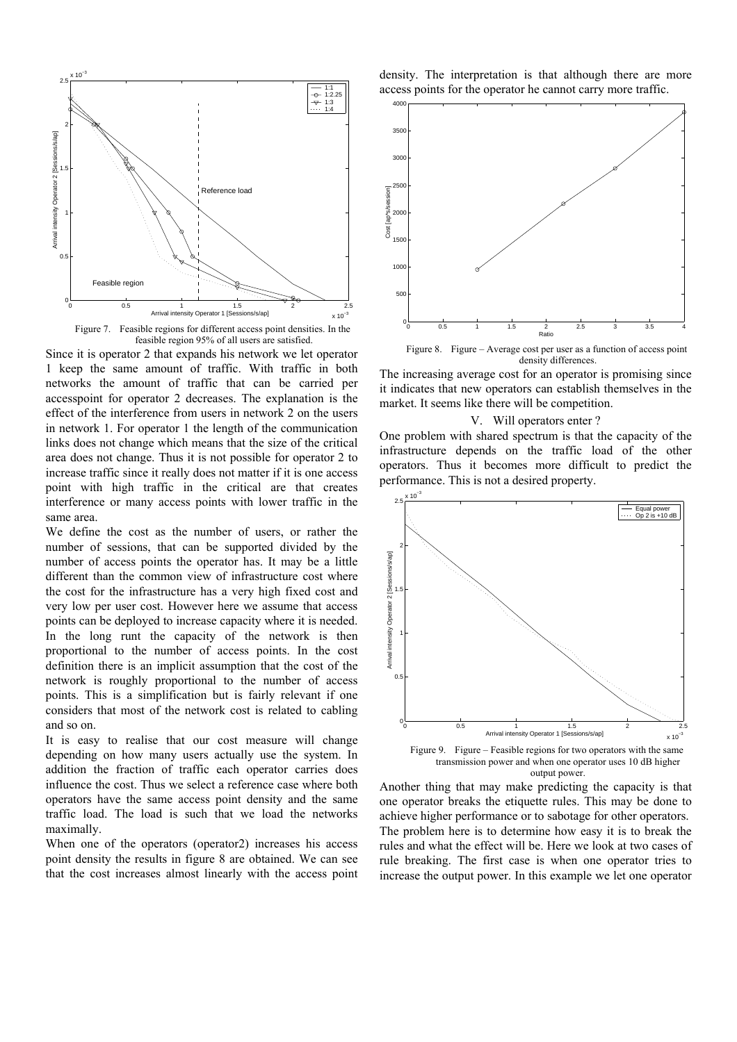Figure 7. Feasible regions for different access point densities. In the feasible region 95% of all users are satisfied.

Since it is operator 2 that expands his network we let operator 1 keep the same amount of traffic. With traffic in both networks the amount of traffic that can be carried per accesspoint for operator 2 decreases. The explanation is the effect of the interference from users in network 2 on the users in network 1. For operator 1 the length of the communication links does not change which means that the size of the critical area does not change. Thus it is not possible for operator 2 to increase traffic since it really does not matter if it is one access point with high traffic in the critical are that creates interference or many access points with lower traffic in the same area.

We define the cost as the number of users, or rather the number of sessions, that can be supported divided by the number of access points the operator has. It may be a little different than the common view of infrastructure cost where the cost for the infrastructure has a very high fixed cost and very low per user cost. However here we assume that access points can be deployed to increase capacity where it is needed. In the long runt the capacity of the network is then proportional to the number of access points. In the cost definition there is an implicit assumption that the cost of the network is roughly proportional to the number of access points. This is a simplification but is fairly relevant if one considers that most of the network cost is related to cabling and so on.

It is easy to realise that our cost measure will change depending on how many users actually use the system. In addition the fraction of traffic each operator carries does influence the cost. Thus we select a reference case where both operators have the same access point density and the same traffic load. The load is such that we load the networks maximally.

When one of the operators (operator2) increases his access point density the results in figure 8 are obtained. We can see that the cost increases almost linearly with the access point density. The interpretation is that although there are more access points for the operator he cannot carry more traffic.

Figure 8. Figure – Average cost per user as a function of access point density differences.

The increasing average cost for an operator is promising since it indicates that new operators can establish themselves in the market. It seems like there will be competition.

## V. Will operators enter ?

One problem with shared spectrum is that the capacity of the infrastructure depends on the traffic load of the other operators. Thus it becomes more difficult to predict the performance. This is not a desired property.

Figure 9. Figure – Feasible regions for two operators with the same transmission power and when one operator uses 10 dB higher output power.

Another thing that may make predicting the capacity is that one operator breaks the etiquette rules. This may be done to achieve higher performance or to sabotage for other operators. The problem here is to determine how easy it is to break the rules and what the effect will be. Here we look at two cases of rule breaking. The first case is when one operator tries to increase the output power. In this example we let one operator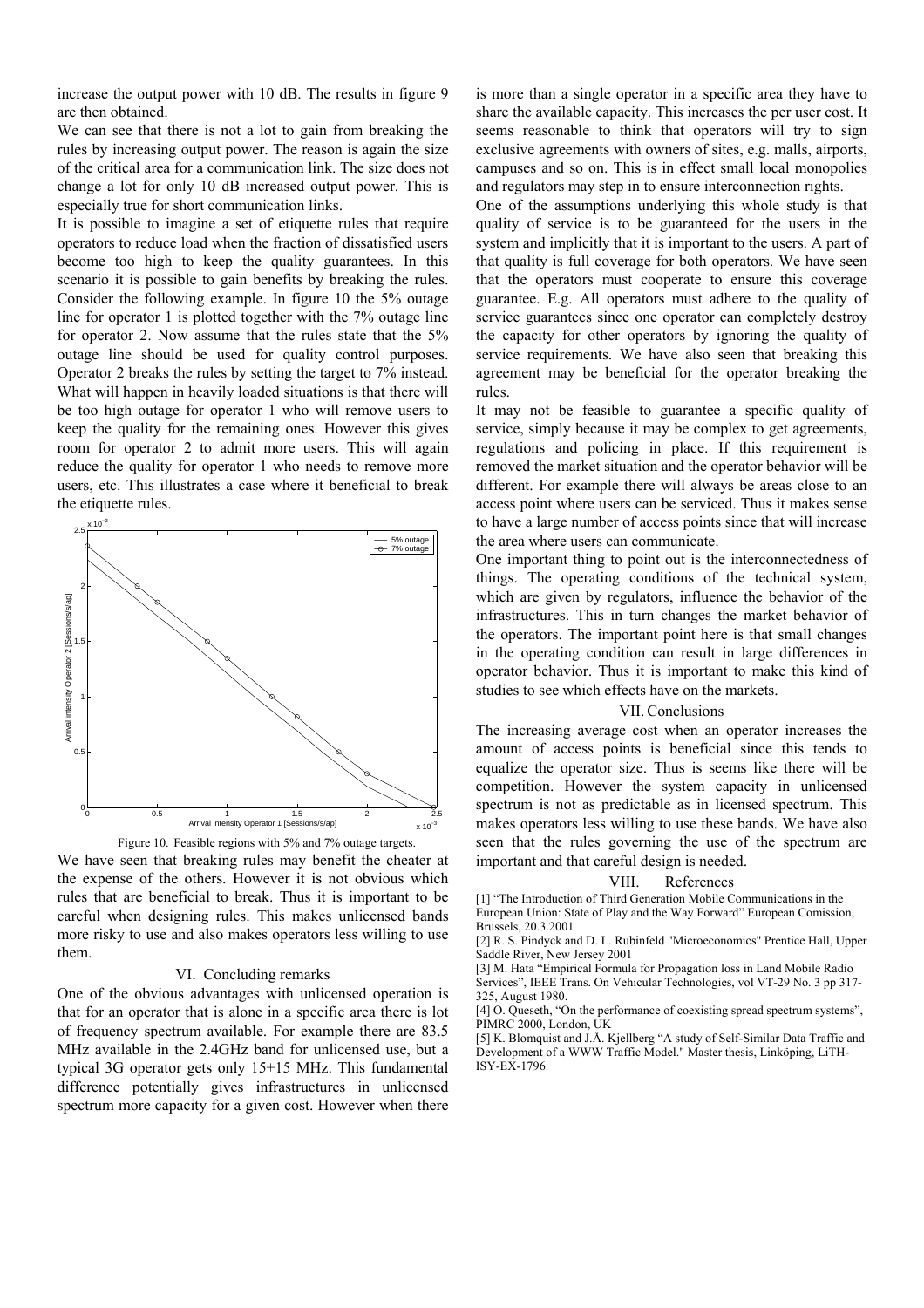increase the output power with 10 dB. The results in figure 9 are then obtained.

We can see that there is not a lot to gain from breaking the rules by increasing output power. The reason is again the size of the critical area for a communication link. The size does not change a lot for only 10 dB increased output power. This is especially true for short communication links.

It is possible to imagine a set of etiquette rules that require operators to reduce load when the fraction of dissatisfied users become too high to keep the quality guarantees. In this scenario it is possible to gain benefits by breaking the rules. Consider the following example. In figure 10 the 5% outage line for operator 1 is plotted together with the 7% outage line for operator 2. Now assume that the rules state that the 5% outage line should be used for quality control purposes. Operator 2 breaks the rules by setting the target to 7% instead. What will happen in heavily loaded situations is that there will be too high outage for operator 1 who will remove users to keep the quality for the remaining ones. However this gives room for operator 2 to admit more users. This will again reduce the quality for operator 1 who needs to remove more users, etc. This illustrates a case where it beneficial to break the etiquette rules.

x 10^-3
2.5
2
1.5
1
0.5
0
Arrival intensity Operator 2 [Sessions/s/ap]
0 0.5 1 1.5 2 2.5
x 10^-3
Arrival intensity Operator 1 [Sessions/s/ap]
5% outage
7% outage

Figure 10. Feasible regions with 5% and 7% outage targets.

We have seen that breaking rules may benefit the cheater at the expense of the others. However it is not obvious which rules that are beneficial to break. Thus it is important to be careful when designing rules. This makes unlicensed bands more risky to use and also makes operators less willing to use them.

## VI. Concluding remarks

One of the obvious advantages with unlicensed operation is that for an operator that is alone in a specific area there is lot of frequency spectrum available. For example there are 83.5 MHz available in the 2.4GHz band for unlicensed use, but a typical 3G operator gets only 15+15 MHz. This fundamental difference potentially gives infrastructures in unlicensed spectrum more capacity for a given cost. However when there is more than a single operator in a specific area they have to share the available capacity. This increases the per user cost. It seems reasonable to think that operators will try to sign exclusive agreements with owners of sites, e.g. malls, airports, campuses and so on. This is in effect small local monopolies and regulators may step in to ensure interconnection rights.

One of the assumptions underlying this whole study is that quality of service is to be guaranteed for the users in the system and implicitly that it is important to the users. A part of that quality is full coverage for both operators. We have seen that the operators must cooperate to ensure this coverage guarantee. E.g. All operators must adhere to the quality of service guarantees since one operator can completely destroy the capacity for other operators by ignoring the quality of service requirements. We have also seen that breaking this agreement may be beneficial for the operator breaking the rules.

It may not be feasible to guarantee a specific quality of service, simply because it may be complex to get agreements, regulations and policing in place. If this requirement is removed the market situation and the operator behavior will be different. For example there will always be areas close to an access point where users can be serviced. Thus it makes sense to have a large number of access points since that will increase the area where users can communicate.

One important thing to point out is the interconnectedness of things. The operating conditions of the technical system, which are given by regulators, influence the behavior of the infrastructures. This in turn changes the market behavior of the operators. The important point here is that small changes in the operating condition can result in large differences in operator behavior. Thus it is important to make this kind of studies to see which effects have on the markets.

## VII. Conclusions

The increasing average cost when an operator increases the amount of access points is beneficial since this tends to equalize the operator size. Thus is seems like there will be competition. However the system capacity in unlicensed spectrum is not as predictable as in licensed spectrum. This makes operators less willing to use these bands. We have also seen that the rules governing the use of the spectrum are important and that careful design is needed.

## VIII. References

[1] "The Introduction of Third Generation Mobile Communications in the European Union: State of Play and the Way Forward" European Comission, Brussels, 20.3.2001

[2] R. S. Pindyck and D. L. Rubinfeld "Microeconomics" Prentice Hall, Upper Saddle River, New Jersey 2001

[3] M. Hata "Empirical Formula for Propagation loss in Land Mobile Radio Services", IEEE Trans. On Vehicular Technologies, vol VT-29 No. 3 pp 317-325, August 1980.

[4] O. Queseth, "On the performance of coexisting spread spectrum systems", PIMRC 2000, London, UK

[5] K. Blomquist and J.Å. Kjellberg "A study of Self-Similar Data Traffic and Development of a WWW Traffic Model." Master thesis, Linköping, LiTH-ISY-EX-1796